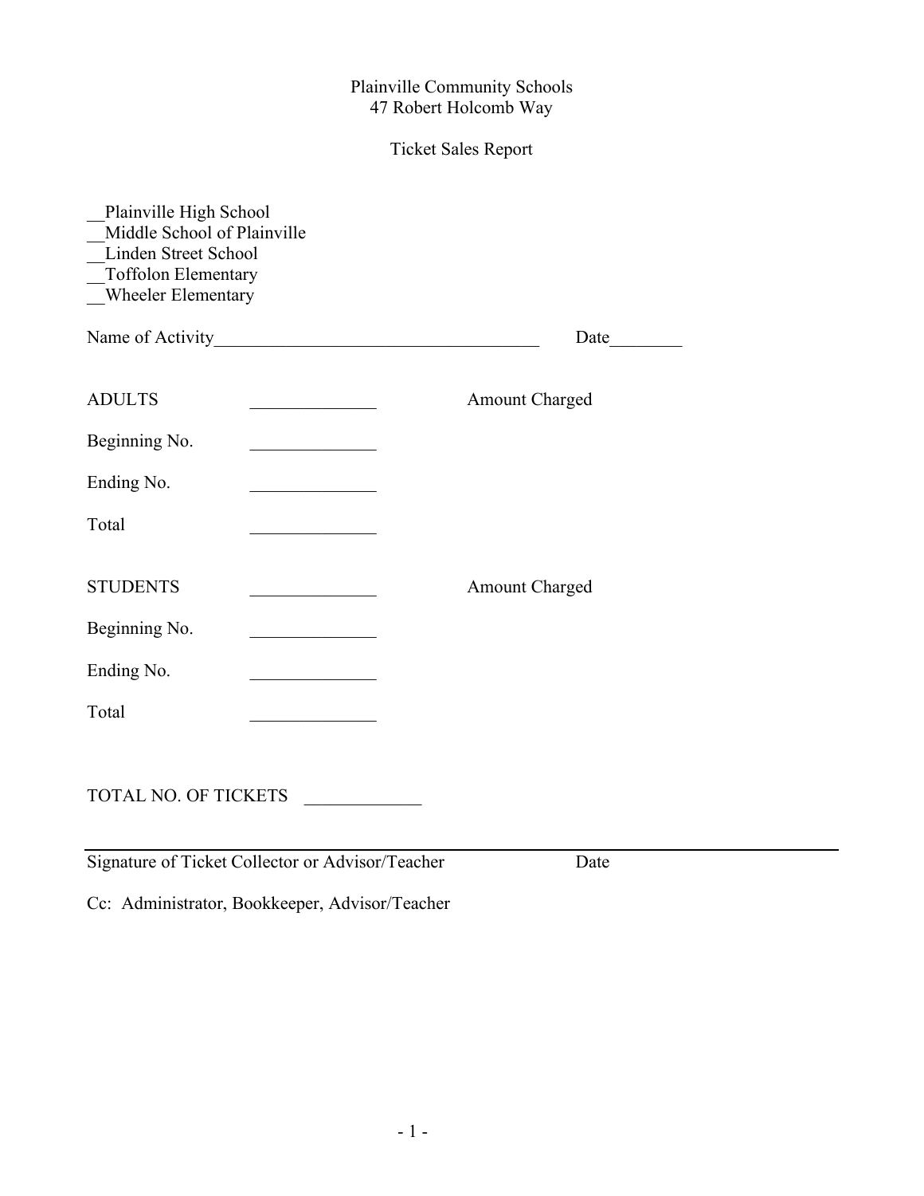Plainville Community Schools
47 Robert Holcomb Way

Ticket Sales Report

__Plainville High School
__Middle School of Plainville
__Linden Street School
__Toffolon Elementary
__Wheeler Elementary

Name of Activity____________________________________ Date________

ADULTS ______________ Amount Charged

Beginning No. ______________

Ending No. ______________

Total ______________

STUDENTS ______________ Amount Charged

Beginning No. ______________

Ending No. ______________

Total ______________

TOTAL NO. OF TICKETS _____________

______________________________________________________________________

Signature of Ticket Collector or Advisor/Teacher Date

Cc: Administrator, Bookkeeper, Advisor/Teacher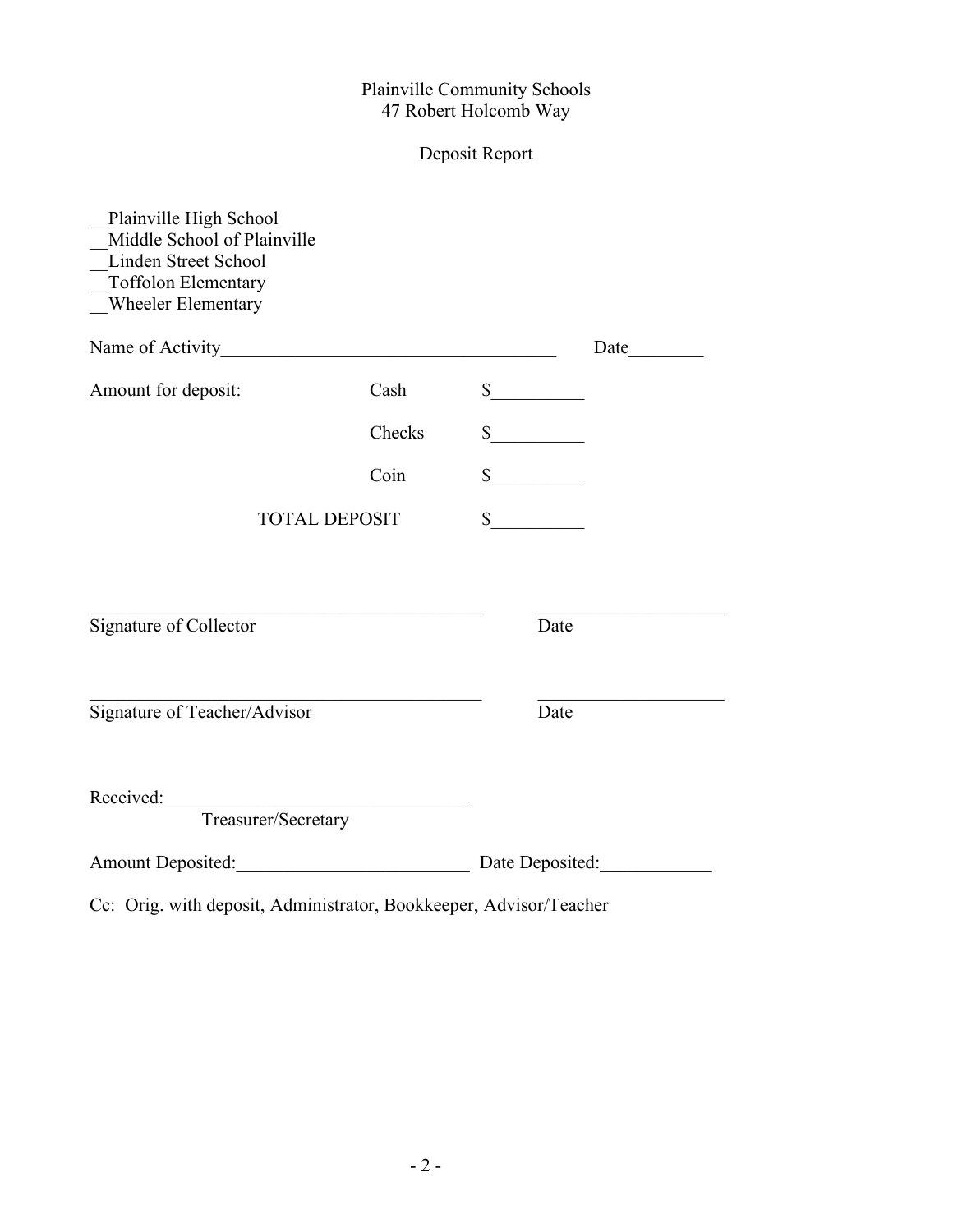Plainville Community Schools
47 Robert Holcomb Way

Deposit Report

__Plainville High School
__Middle School of Plainville
__Linden Street School
__Toffolon Elementary
__Wheeler Elementary

Name of Activity____________________________________ Date________

Amount for deposit: Cash $__________

Checks $__________

Coin $__________

TOTAL DEPOSIT $__________

___________________________________________ ____________________
Signature of Collector Date

___________________________________________ ____________________
Signature of Teacher/Advisor Date

Received:_________________________________
Treasurer/Secretary

Amount Deposited:_________________________ Date Deposited:____________

Cc: Orig. with deposit, Administrator, Bookkeeper, Advisor/Teacher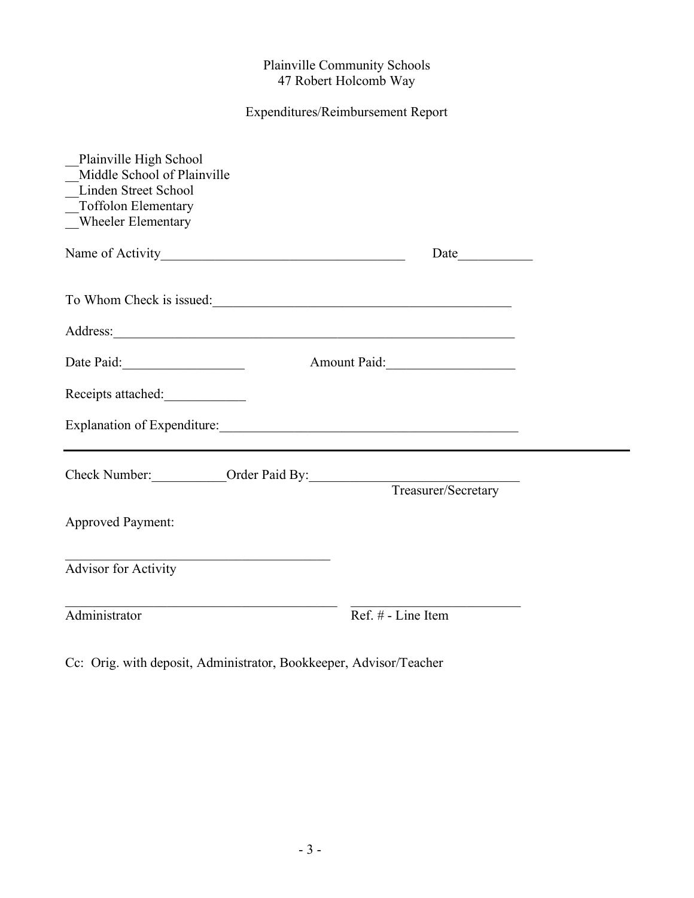Plainville Community Schools
47 Robert Holcomb Way

Expenditures/Reimbursement Report

__Plainville High School
__Middle School of Plainville
__Linden Street School
__Toffolon Elementary
__Wheeler Elementary

Name of Activity_____________________________________ Date___________

To Whom Check is issued:_____________________________________________

Address:____________________________________________________________

Date Paid:__________________ Amount Paid:___________________

Receipts attached:____________

Explanation of Expenditure:_____________________________________________

---

Check Number:___________Order Paid By:______________________________
Treasurer/Secretary

Approved Payment:

________________________________________
Advisor for Activity

_________________________________________ __________________________
Administrator Ref. # - Line Item

Cc: Orig. with deposit, Administrator, Bookkeeper, Advisor/Teacher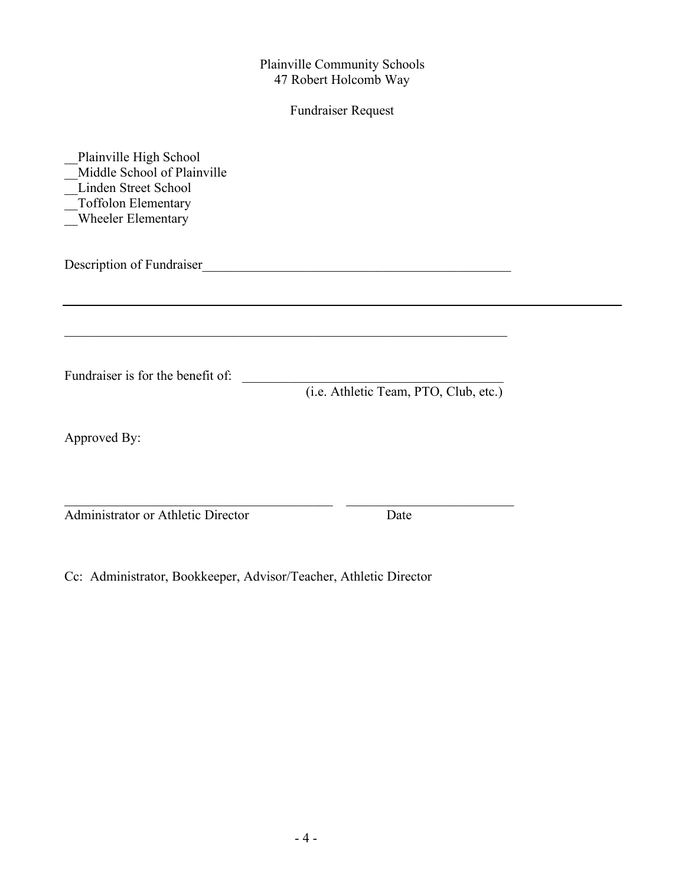Plainville Community Schools
47 Robert Holcomb Way

Fundraiser Request

__Plainville High School
__Middle School of Plainville
__Linden Street School
__Toffolon Elementary
__Wheeler Elementary

Description of Fundraiser________________________________________________

___________________________________________________________________________

_____________________________________________________________________

Fundraiser is for the benefit of: ________________________________________
(i.e. Athletic Team, PTO, Club, etc.)

Approved By:

__________________________________________ __________________________
Administrator or Athletic Director Date

Cc: Administrator, Bookkeeper, Advisor/Teacher, Athletic Director